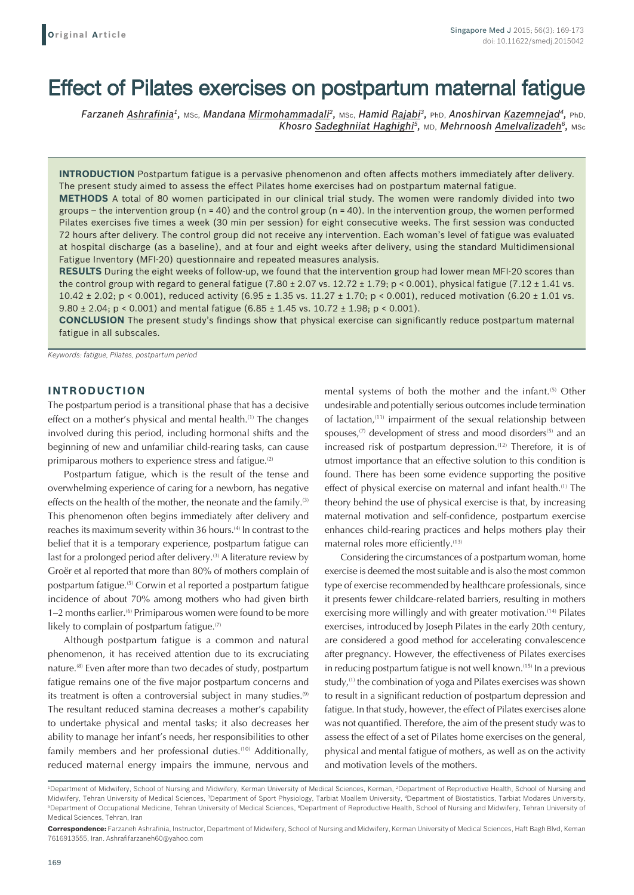Original Article

# Effect of Pilates exercises on postpartum maternal fatigue

*Farzaneh Ashrafinia[1], MSc, Mandana Mirmohammadali[2], MSc, Hamid Rajabi[3], PhD, Anoshirvan Kazemnejad[4], PhD, Khosro Sadeghniiat Haghighi[5], MD, Mehrnoosh Amelvalizadeh[6], MSc*

**INTRODUCTION** Postpartum fatigue is a pervasive phenomenon and often affects mothers immediately after delivery. The present study aimed to assess the effect Pilates home exercises had on postpartum maternal fatigue.

**METHODS** A total of 80 women participated in our clinical trial study. The women were randomly divided into two groups – the intervention group (n = 40) and the control group (n = 40). In the intervention group, the women performed Pilates exercises five times a week (30 min per session) for eight consecutive weeks. The first session was conducted 72 hours after delivery. The control group did not receive any intervention. Each woman's level of fatigue was evaluated at hospital discharge (as a baseline), and at four and eight weeks after delivery, using the standard Multidimensional Fatigue Inventory (MFI-20) questionnaire and repeated measures analysis.

**RESULTS** During the eight weeks of follow-up, we found that the intervention group had lower mean MFI-20 scores than the control group with regard to general fatigue (7.80 ± 2.07 vs. 12.72 ± 1.79; $p < 0.001$), physical fatigue (7.12 ± 1.41 vs. 10.42 ± 2.02; $p < 0.001$), reduced activity (6.95 ± 1.35 vs. 11.27 ± 1.70; $p < 0.001$), reduced motivation (6.20 ± 1.01 vs. 9.80 ± 2.04; $p < 0.001$) and mental fatigue (6.85 ± 1.45 vs. 10.72 ± 1.98; $p < 0.001$).

**CONCLUSION** The present study's findings show that physical exercise can significantly reduce postpartum maternal fatigue in all subscales.

*Keywords: fatigue, Pilates, postpartum period*

## INTRODUCTION

The postpartum period is a transitional phase that has a decisive effect on a mother's physical and mental health.[1] The changes involved during this period, including hormonal shifts and the beginning of new and unfamiliar child-rearing tasks, can cause primiparous mothers to experience stress and fatigue.[2]

Postpartum fatigue, which is the result of the tense and overwhelming experience of caring for a newborn, has negative effects on the health of the mother, the neonate and the family.[3] This phenomenon often begins immediately after delivery and reaches its maximum severity within 36 hours.[4] In contrast to the belief that it is a temporary experience, postpartum fatigue can last for a prolonged period after delivery.[3] A literature review by Groër et al reported that more than 80% of mothers complain of postpartum fatigue.[5] Corwin et al reported a postpartum fatigue incidence of about 70% among mothers who had given birth 1–2 months earlier.[6] Primiparous women were found to be more likely to complain of postpartum fatigue.[7]

Although postpartum fatigue is a common and natural phenomenon, it has received attention due to its excruciating nature.[8] Even after more than two decades of study, postpartum fatigue remains one of the five major postpartum concerns and its treatment is often a controversial subject in many studies.[9] The resultant reduced stamina decreases a mother's capability to undertake physical and mental tasks; it also decreases her ability to manage her infant's needs, her responsibilities to other family members and her professional duties.[10] Additionally, reduced maternal energy impairs the immune, nervous and mental systems of both the mother and the infant.[5] Other undesirable and potentially serious outcomes include termination of lactation,[11] impairment of the sexual relationship between spouses,[7] development of stress and mood disorders[5] and an increased risk of postpartum depression.[12] Therefore, it is of utmost importance that an effective solution to this condition is found. There has been some evidence supporting the positive effect of physical exercise on maternal and infant health.[1] The theory behind the use of physical exercise is that, by increasing maternal motivation and self-confidence, postpartum exercise enhances child-rearing practices and helps mothers play their maternal roles more efficiently.[13]

Considering the circumstances of a postpartum woman, home exercise is deemed the most suitable and is also the most common type of exercise recommended by healthcare professionals, since it presents fewer childcare-related barriers, resulting in mothers exercising more willingly and with greater motivation.[14] Pilates exercises, introduced by Joseph Pilates in the early 20th century, are considered a good method for accelerating convalescence after pregnancy. However, the effectiveness of Pilates exercises in reducing postpartum fatigue is not well known.[15] In a previous study,[1] the combination of yoga and Pilates exercises was shown to result in a significant reduction of postpartum depression and fatigue. In that study, however, the effect of Pilates exercises alone was not quantified. Therefore, the aim of the present study was to assess the effect of a set of Pilates home exercises on the general, physical and mental fatigue of mothers, as well as on the activity and motivation levels of the mothers.

[1]Department of Midwifery, School of Nursing and Midwifery, Kerman University of Medical Sciences, Kerman, [2]Department of Reproductive Health, School of Nursing and Midwifery, Tehran University of Medical Sciences, [3]Department of Sport Physiology, Tarbiat Moallem University, [4]Department of Biostatistics, Tarbiat Modares University, [5]Department of Occupational Medicine, Tehran University of Medical Sciences, [6]Department of Reproductive Health, School of Nursing and Midwifery, Tehran University of Medical Sciences, Tehran, Iran

**Correspondence:** Farzaneh Ashrafinia, Instructor, Department of Midwifery, School of Nursing and Midwifery, Kerman University of Medical Sciences, Haft Bagh Blvd, Keman 7616913555, Iran. Ashrafifarzaneh60@yahoo.com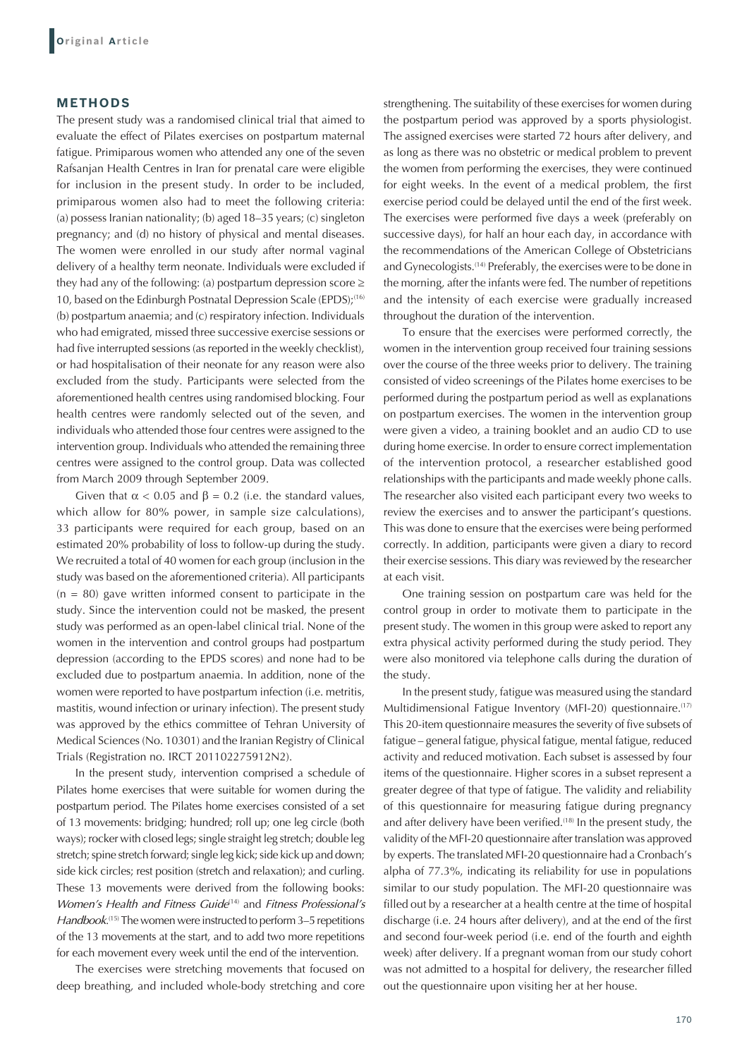## METHODS

The present study was a randomised clinical trial that aimed to evaluate the effect of Pilates exercises on postpartum maternal fatigue. Primiparous women who attended any one of the seven Rafsanjan Health Centres in Iran for prenatal care were eligible for inclusion in the present study. In order to be included, primiparous women also had to meet the following criteria: (a) possess Iranian nationality; (b) aged 18–35 years; (c) singleton pregnancy; and (d) no history of physical and mental diseases. The women were enrolled in our study after normal vaginal delivery of a healthy term neonate. Individuals were excluded if they had any of the following: (a) postpartum depression score ≥ 10, based on the Edinburgh Postnatal Depression Scale (EPDS);[16] (b) postpartum anaemia; and (c) respiratory infection. Individuals who had emigrated, missed three successive exercise sessions or had five interrupted sessions (as reported in the weekly checklist), or had hospitalisation of their neonate for any reason were also excluded from the study. Participants were selected from the aforementioned health centres using randomised blocking. Four health centres were randomly selected out of the seven, and individuals who attended those four centres were assigned to the intervention group. Individuals who attended the remaining three centres were assigned to the control group. Data was collected from March 2009 through September 2009.

Given that $\alpha < 0.05$ and $\beta = 0.2$ (i.e. the standard values, which allow for 80% power, in sample size calculations), 33 participants were required for each group, based on an estimated 20% probability of loss to follow-up during the study. We recruited a total of 40 women for each group (inclusion in the study was based on the aforementioned criteria). All participants ($n = 80$) gave written informed consent to participate in the study. Since the intervention could not be masked, the present study was performed as an open-label clinical trial. None of the women in the intervention and control groups had postpartum depression (according to the EPDS scores) and none had to be excluded due to postpartum anaemia. In addition, none of the women were reported to have postpartum infection (i.e. metritis, mastitis, wound infection or urinary infection). The present study was approved by the ethics committee of Tehran University of Medical Sciences (No. 10301) and the Iranian Registry of Clinical Trials (Registration no. IRCT 201102275912N2).

In the present study, intervention comprised a schedule of Pilates home exercises that were suitable for women during the postpartum period. The Pilates home exercises consisted of a set of 13 movements: bridging; hundred; roll up; one leg circle (both ways); rocker with closed legs; single straight leg stretch; double leg stretch; spine stretch forward; single leg kick; side kick up and down; side kick circles; rest position (stretch and relaxation); and curling. These 13 movements were derived from the following books: *Women's Health and Fitness Guide*[14] and *Fitness Professional's Handbook*.[15] The women were instructed to perform 3–5 repetitions of the 13 movements at the start, and to add two more repetitions for each movement every week until the end of the intervention.

The exercises were stretching movements that focused on deep breathing, and included whole-body stretching and core strengthening. The suitability of these exercises for women during the postpartum period was approved by a sports physiologist. The assigned exercises were started 72 hours after delivery, and as long as there was no obstetric or medical problem to prevent the women from performing the exercises, they were continued for eight weeks. In the event of a medical problem, the first exercise period could be delayed until the end of the first week. The exercises were performed five days a week (preferably on successive days), for half an hour each day, in accordance with the recommendations of the American College of Obstetricians and Gynecologists.[14] Preferably, the exercises were to be done in the morning, after the infants were fed. The number of repetitions and the intensity of each exercise were gradually increased throughout the duration of the intervention.

To ensure that the exercises were performed correctly, the women in the intervention group received four training sessions over the course of the three weeks prior to delivery. The training consisted of video screenings of the Pilates home exercises to be performed during the postpartum period as well as explanations on postpartum exercises. The women in the intervention group were given a video, a training booklet and an audio CD to use during home exercise. In order to ensure correct implementation of the intervention protocol, a researcher established good relationships with the participants and made weekly phone calls. The researcher also visited each participant every two weeks to review the exercises and to answer the participant's questions. This was done to ensure that the exercises were being performed correctly. In addition, participants were given a diary to record their exercise sessions. This diary was reviewed by the researcher at each visit.

One training session on postpartum care was held for the control group in order to motivate them to participate in the present study. The women in this group were asked to report any extra physical activity performed during the study period. They were also monitored via telephone calls during the duration of the study.

In the present study, fatigue was measured using the standard Multidimensional Fatigue Inventory (MFI-20) questionnaire.[17] This 20-item questionnaire measures the severity of five subsets of fatigue – general fatigue, physical fatigue, mental fatigue, reduced activity and reduced motivation. Each subset is assessed by four items of the questionnaire. Higher scores in a subset represent a greater degree of that type of fatigue. The validity and reliability of this questionnaire for measuring fatigue during pregnancy and after delivery have been verified.[18] In the present study, the validity of the MFI-20 questionnaire after translation was approved by experts. The translated MFI-20 questionnaire had a Cronbach's alpha of 77.3%, indicating its reliability for use in populations similar to our study population. The MFI-20 questionnaire was filled out by a researcher at a health centre at the time of hospital discharge (i.e. 24 hours after delivery), and at the end of the first and second four-week period (i.e. end of the fourth and eighth week) after delivery. If a pregnant woman from our study cohort was not admitted to a hospital for delivery, the researcher filled out the questionnaire upon visiting her at her house.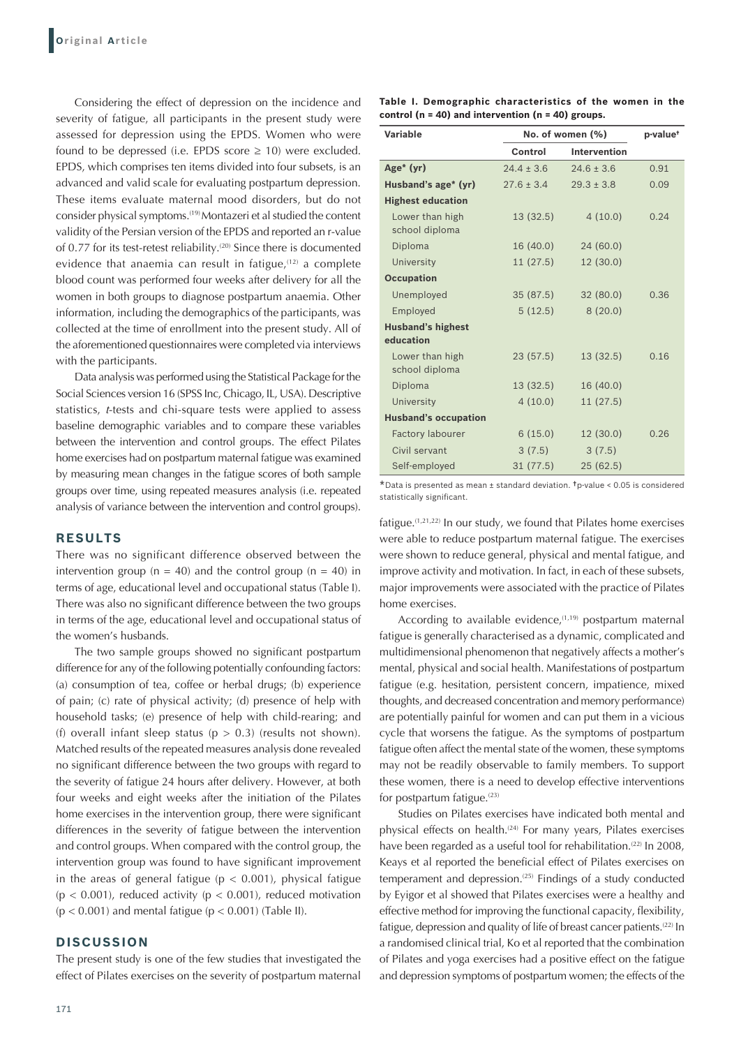Considering the effect of depression on the incidence and severity of fatigue, all participants in the present study were assessed for depression using the EPDS. Women who were found to be depressed (i.e. EPDS score ≥ 10) were excluded. EPDS, which comprises ten items divided into four subsets, is an advanced and valid scale for evaluating postpartum depression. These items evaluate maternal mood disorders, but do not consider physical symptoms.[19] Montazeri et al studied the content validity of the Persian version of the EPDS and reported an r-value of 0.77 for its test-retest reliability.[20] Since there is documented evidence that anaemia can result in fatigue,[12] a complete blood count was performed four weeks after delivery for all the women in both groups to diagnose postpartum anaemia. Other information, including the demographics of the participants, was collected at the time of enrollment into the present study. All of the aforementioned questionnaires were completed via interviews with the participants.

Data analysis was performed using the Statistical Package for the Social Sciences version 16 (SPSS Inc, Chicago, IL, USA). Descriptive statistics, *t*-tests and chi-square tests were applied to assess baseline demographic variables and to compare these variables between the intervention and control groups. The effect Pilates home exercises had on postpartum maternal fatigue was examined by measuring mean changes in the fatigue scores of both sample groups over time, using repeated measures analysis (i.e. repeated analysis of variance between the intervention and control groups).

## RESULTS

There was no significant difference observed between the intervention group (n = 40) and the control group (n = 40) in terms of age, educational level and occupational status (Table I). There was also no significant difference between the two groups in terms of the age, educational level and occupational status of the women's husbands.

The two sample groups showed no significant postpartum difference for any of the following potentially confounding factors: (a) consumption of tea, coffee or herbal drugs; (b) experience of pain; (c) rate of physical activity; (d) presence of help with household tasks; (e) presence of help with child-rearing; and (f) overall infant sleep status ($p > 0.3$) (results not shown). Matched results of the repeated measures analysis done revealed no significant difference between the two groups with regard to the severity of fatigue 24 hours after delivery. However, at both four weeks and eight weeks after the initiation of the Pilates home exercises in the intervention group, there were significant differences in the severity of fatigue between the intervention and control groups. When compared with the control group, the intervention group was found to have significant improvement in the areas of general fatigue ($p < 0.001$), physical fatigue ($p < 0.001$), reduced activity ($p < 0.001$), reduced motivation ($p < 0.001$) and mental fatigue ($p < 0.001$) (Table II).

**Table I. Demographic characteristics of the women in the control (n = 40) and intervention (n = 40) groups.**

| Variable | No. of women (%) | | p-value† |
|---|---|---|---|
| | Control | Intervention | |
| **Age* (yr)** | 24.4 ± 3.6 | 24.6 ± 3.6 | 0.91 |
| **Husband's age* (yr)** | 27.6 ± 3.4 | 29.3 ± 3.8 | 0.09 |
| **Highest education** | | | |
| Lower than high school diploma | 13 (32.5) | 4 (10.0) | 0.24 |
| Diploma | 16 (40.0) | 24 (60.0) | |
| University | 11 (27.5) | 12 (30.0) | |
| **Occupation** | | | |
| Unemployed | 35 (87.5) | 32 (80.0) | 0.36 |
| Employed | 5 (12.5) | 8 (20.0) | |
| **Husband's highest education** | | | |
| Lower than high school diploma | 23 (57.5) | 13 (32.5) | 0.16 |
| Diploma | 13 (32.5) | 16 (40.0) | |
| University | 4 (10.0) | 11 (27.5) | |
| **Husband's occupation** | | | |
| Factory labourer | 6 (15.0) | 12 (30.0) | 0.26 |
| Civil servant | 3 (7.5) | 3 (7.5) | |
| Self-employed | 31 (77.5) | 25 (62.5) | |

*Data is presented as mean ± standard deviation. †p-value < 0.05 is considered statistically significant.

## DISCUSSION

The present study is one of the few studies that investigated the effect of Pilates exercises on the severity of postpartum maternal fatigue.[1,21,22] In our study, we found that Pilates home exercises were able to reduce postpartum maternal fatigue. The exercises were shown to reduce general, physical and mental fatigue, and improve activity and motivation. In fact, in each of these subsets, major improvements were associated with the practice of Pilates home exercises.

According to available evidence,[1,19] postpartum maternal fatigue is generally characterised as a dynamic, complicated and multidimensional phenomenon that negatively affects a mother's mental, physical and social health. Manifestations of postpartum fatigue (e.g. hesitation, persistent concern, impatience, mixed thoughts, and decreased concentration and memory performance) are potentially painful for women and can put them in a vicious cycle that worsens the fatigue. As the symptoms of postpartum fatigue often affect the mental state of the women, these symptoms may not be readily observable to family members. To support these women, there is a need to develop effective interventions for postpartum fatigue.[23]

Studies on Pilates exercises have indicated both mental and physical effects on health.[24] For many years, Pilates exercises have been regarded as a useful tool for rehabilitation.[22] In 2008, Keays et al reported the beneficial effect of Pilates exercises on temperament and depression.[25] Findings of a study conducted by Eyigor et al showed that Pilates exercises were a healthy and effective method for improving the functional capacity, flexibility, fatigue, depression and quality of life of breast cancer patients.[22] In a randomised clinical trial, Ko et al reported that the combination of Pilates and yoga exercises had a positive effect on the fatigue and depression symptoms of postpartum women; the effects of the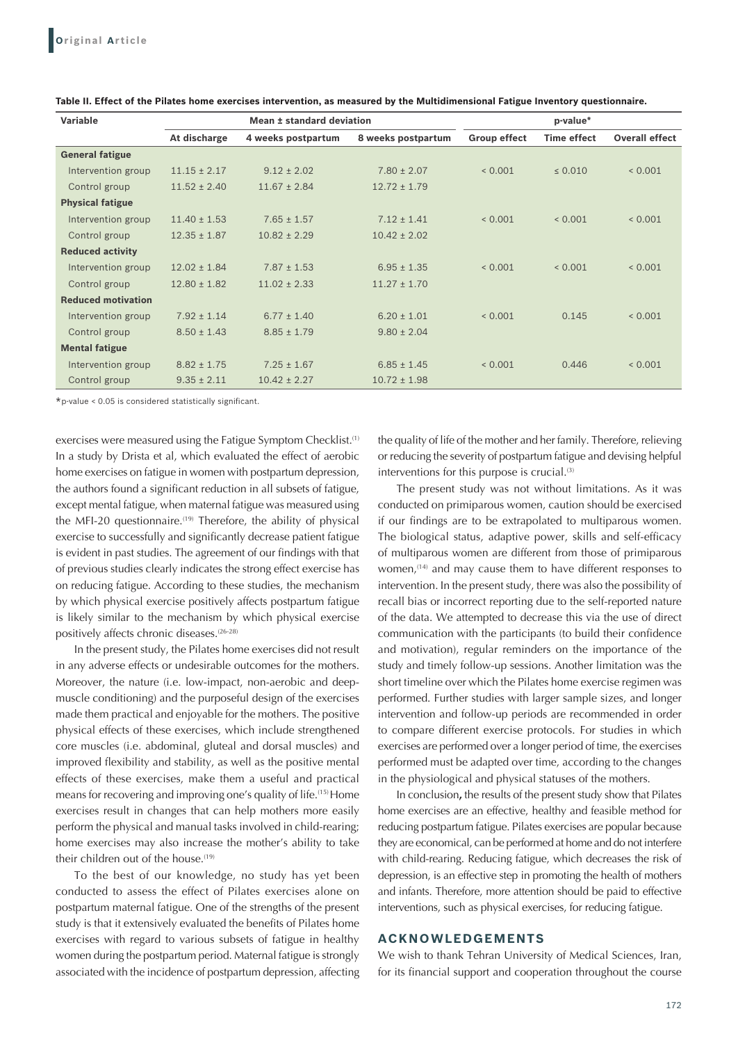**Table II. Effect of the Pilates home exercises intervention, as measured by the Multidimensional Fatigue Inventory questionnaire.**

| Variable | Mean ± standard deviation | | | p-value* | | |
|---|---|---|---|---|---|---|
| | At discharge | 4 weeks postpartum | 8 weeks postpartum | Group effect | Time effect | Overall effect |
| **General fatigue** | | | | | | |
| Intervention group | 11.15 ± 2.17 | 9.12 ± 2.02 | 7.80 ± 2.07 | < 0.001 | ≤ 0.010 | < 0.001 |
| Control group | 11.52 ± 2.40 | 11.67 ± 2.84 | 12.72 ± 1.79 | | | |
| **Physical fatigue** | | | | | | |
| Intervention group | 11.40 ± 1.53 | 7.65 ± 1.57 | 7.12 ± 1.41 | < 0.001 | < 0.001 | < 0.001 |
| Control group | 12.35 ± 1.87 | 10.82 ± 2.29 | 10.42 ± 2.02 | | | |
| **Reduced activity** | | | | | | |
| Intervention group | 12.02 ± 1.84 | 7.87 ± 1.53 | 6.95 ± 1.35 | < 0.001 | < 0.001 | < 0.001 |
| Control group | 12.80 ± 1.82 | 11.02 ± 2.33 | 11.27 ± 1.70 | | | |
| **Reduced motivation** | | | | | | |
| Intervention group | 7.92 ± 1.14 | 6.77 ± 1.40 | 6.20 ± 1.01 | < 0.001 | 0.145 | < 0.001 |
| Control group | 8.50 ± 1.43 | 8.85 ± 1.79 | 9.80 ± 2.04 | | | |
| **Mental fatigue** | | | | | | |
| Intervention group | 8.82 ± 1.75 | 7.25 ± 1.67 | 6.85 ± 1.45 | < 0.001 | 0.446 | < 0.001 |
| Control group | 9.35 ± 2.11 | 10.42 ± 2.27 | 10.72 ± 1.98 | | | |

*p-value < 0.05 is considered statistically significant.

exercises were measured using the Fatigue Symptom Checklist.[1] In a study by Drista et al, which evaluated the effect of aerobic home exercises on fatigue in women with postpartum depression, the authors found a significant reduction in all subsets of fatigue, except mental fatigue, when maternal fatigue was measured using the MFI-20 questionnaire.[19] Therefore, the ability of physical exercise to successfully and significantly decrease patient fatigue is evident in past studies. The agreement of our findings with that of previous studies clearly indicates the strong effect exercise has on reducing fatigue. According to these studies, the mechanism by which physical exercise positively affects postpartum fatigue is likely similar to the mechanism by which physical exercise positively affects chronic diseases.[26-28]

In the present study, the Pilates home exercises did not result in any adverse effects or undesirable outcomes for the mothers. Moreover, the nature (i.e. low-impact, non-aerobic and deep-muscle conditioning) and the purposeful design of the exercises made them practical and enjoyable for the mothers. The positive physical effects of these exercises, which include strengthened core muscles (i.e. abdominal, gluteal and dorsal muscles) and improved flexibility and stability, as well as the positive mental effects of these exercises, make them a useful and practical means for recovering and improving one's quality of life.[15] Home exercises result in changes that can help mothers more easily perform the physical and manual tasks involved in child-rearing; home exercises may also increase the mother's ability to take their children out of the house.[19]

To the best of our knowledge, no study has yet been conducted to assess the effect of Pilates exercises alone on postpartum maternal fatigue. One of the strengths of the present study is that it extensively evaluated the benefits of Pilates home exercises with regard to various subsets of fatigue in healthy women during the postpartum period. Maternal fatigue is strongly associated with the incidence of postpartum depression, affecting the quality of life of the mother and her family. Therefore, relieving or reducing the severity of postpartum fatigue and devising helpful interventions for this purpose is crucial.[3]

The present study was not without limitations. As it was conducted on primiparous women, caution should be exercised if our findings are to be extrapolated to multiparous women. The biological status, adaptive power, skills and self-efficacy of multiparous women are different from those of primiparous women,[14] and may cause them to have different responses to intervention. In the present study, there was also the possibility of recall bias or incorrect reporting due to the self-reported nature of the data. We attempted to decrease this via the use of direct communication with the participants (to build their confidence and motivation), regular reminders on the importance of the study and timely follow-up sessions. Another limitation was the short timeline over which the Pilates home exercise regimen was performed. Further studies with larger sample sizes, and longer intervention and follow-up periods are recommended in order to compare different exercise protocols. For studies in which exercises are performed over a longer period of time, the exercises performed must be adapted over time, according to the changes in the physiological and physical statuses of the mothers.

In conclusion**,** the results of the present study show that Pilates home exercises are an effective, healthy and feasible method for reducing postpartum fatigue. Pilates exercises are popular because they are economical, can be performed at home and do not interfere with child-rearing. Reducing fatigue, which decreases the risk of depression, is an effective step in promoting the health of mothers and infants. Therefore, more attention should be paid to effective interventions, such as physical exercises, for reducing fatigue.

## ACKNOWLEDGEMENTS

We wish to thank Tehran University of Medical Sciences, Iran, for its financial support and cooperation throughout the course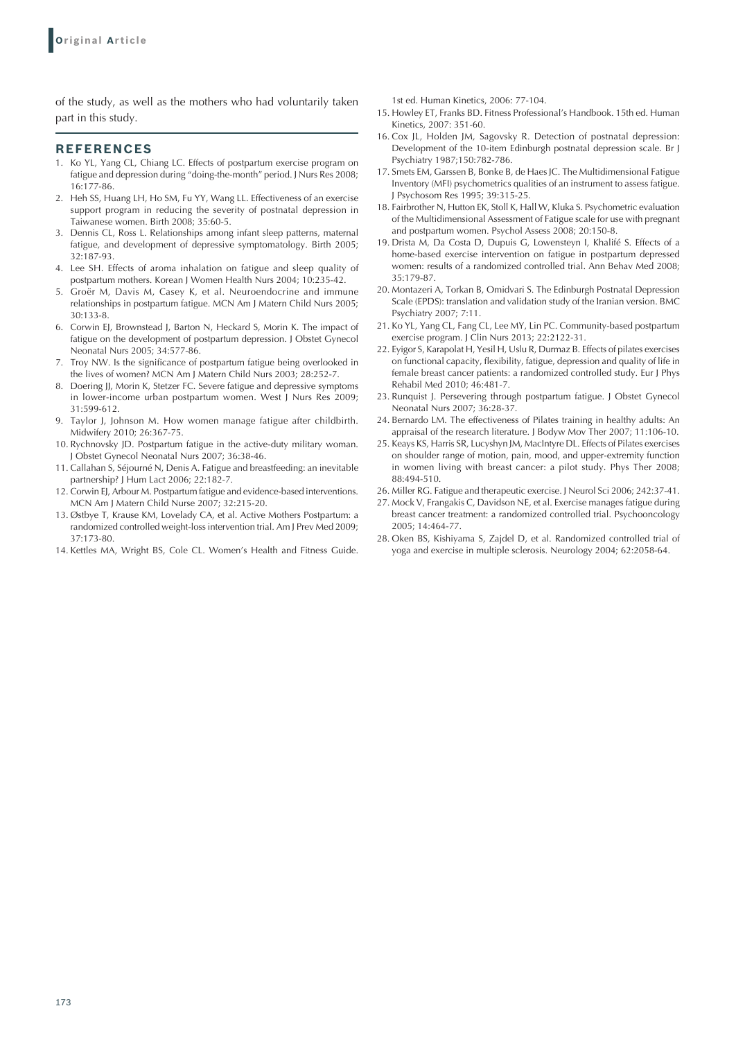of the study, as well as the mothers who had voluntarily taken part in this study.

## REFERENCES

1. Ko YL, Yang CL, Chiang LC. Effects of postpartum exercise program on fatigue and depression during "doing-the-month" period. J Nurs Res 2008; 16:177-86.
2. Heh SS, Huang LH, Ho SM, Fu YY, Wang LL. Effectiveness of an exercise support program in reducing the severity of postnatal depression in Taiwanese women. Birth 2008; 35:60-5.
3. Dennis CL, Ross L. Relationships among infant sleep patterns, maternal fatigue, and development of depressive symptomatology. Birth 2005; 32:187-93.
4. Lee SH. Effects of aroma inhalation on fatigue and sleep quality of postpartum mothers. Korean J Women Health Nurs 2004; 10:235-42.
5. Groër M, Davis M, Casey K, et al. Neuroendocrine and immune relationships in postpartum fatigue. MCN Am J Matern Child Nurs 2005; 30:133-8.
6. Corwin EJ, Brownstead J, Barton N, Heckard S, Morin K. The impact of fatigue on the development of postpartum depression. J Obstet Gynecol Neonatal Nurs 2005; 34:577-86.
7. Troy NW. Is the significance of postpartum fatigue being overlooked in the lives of women? MCN Am J Matern Child Nurs 2003; 28:252-7.
8. Doering JJ, Morin K, Stetzer FC. Severe fatigue and depressive symptoms in lower-income urban postpartum women. West J Nurs Res 2009; 31:599-612.
9. Taylor J, Johnson M. How women manage fatigue after childbirth. Midwifery 2010; 26:367-75.
10. Rychnovsky JD. Postpartum fatigue in the active-duty military woman. J Obstet Gynecol Neonatal Nurs 2007; 36:38-46.
11. Callahan S, Séjourné N, Denis A. Fatigue and breastfeeding: an inevitable partnership? J Hum Lact 2006; 22:182-7.
12. Corwin EJ, Arbour M. Postpartum fatigue and evidence-based interventions. MCN Am J Matern Child Nurse 2007; 32:215-20.
13. Østbye T, Krause KM, Lovelady CA, et al. Active Mothers Postpartum: a randomized controlled weight-loss intervention trial. Am J Prev Med 2009; 37:173-80.
14. Kettles MA, Wright BS, Cole CL. Women's Health and Fitness Guide. 1st ed. Human Kinetics, 2006: 77-104.
15. Howley ET, Franks BD. Fitness Professional's Handbook. 15th ed. Human Kinetics, 2007: 351-60.
16. Cox JL, Holden JM, Sagovsky R. Detection of postnatal depression: Development of the 10-item Edinburgh postnatal depression scale. Br J Psychiatry 1987;150:782-786.
17. Smets EM, Garssen B, Bonke B, de Haes JC. The Multidimensional Fatigue Inventory (MFI) psychometrics qualities of an instrument to assess fatigue. J Psychosom Res 1995; 39:315-25.
18. Fairbrother N, Hutton EK, Stoll K, Hall W, Kluka S. Psychometric evaluation of the Multidimensional Assessment of Fatigue scale for use with pregnant and postpartum women. Psychol Assess 2008; 20:150-8.
19. Drista M, Da Costa D, Dupuis G, Lowensteyn I, Khalifé S. Effects of a home-based exercise intervention on fatigue in postpartum depressed women: results of a randomized controlled trial. Ann Behav Med 2008; 35:179-87.
20. Montazeri A, Torkan B, Omidvari S. The Edinburgh Postnatal Depression Scale (EPDS): translation and validation study of the Iranian version. BMC Psychiatry 2007; 7:11.
21. Ko YL, Yang CL, Fang CL, Lee MY, Lin PC. Community-based postpartum exercise program. J Clin Nurs 2013; 22:2122-31.
22. Eyigor S, Karapolat H, Yesil H, Uslu R, Durmaz B. Effects of pilates exercises on functional capacity, flexibility, fatigue, depression and quality of life in female breast cancer patients: a randomized controlled study. Eur J Phys Rehabil Med 2010; 46:481-7.
23. Runquist J. Persevering through postpartum fatigue. J Obstet Gynecol Neonatal Nurs 2007; 36:28-37.
24. Bernardo LM. The effectiveness of Pilates training in healthy adults: An appraisal of the research literature. J Bodyw Mov Ther 2007; 11:106-10.
25. Keays KS, Harris SR, Lucyshyn JM, MacIntyre DL. Effects of Pilates exercises on shoulder range of motion, pain, mood, and upper-extremity function in women living with breast cancer: a pilot study. Phys Ther 2008; 88:494-510.
26. Miller RG. Fatigue and therapeutic exercise. J Neurol Sci 2006; 242:37-41.
27. Mock V, Frangakis C, Davidson NE, et al. Exercise manages fatigue during breast cancer treatment: a randomized controlled trial. Psychooncology 2005; 14:464-77.
28. Oken BS, Kishiyama S, Zajdel D, et al. Randomized controlled trial of yoga and exercise in multiple sclerosis. Neurology 2004; 62:2058-64.